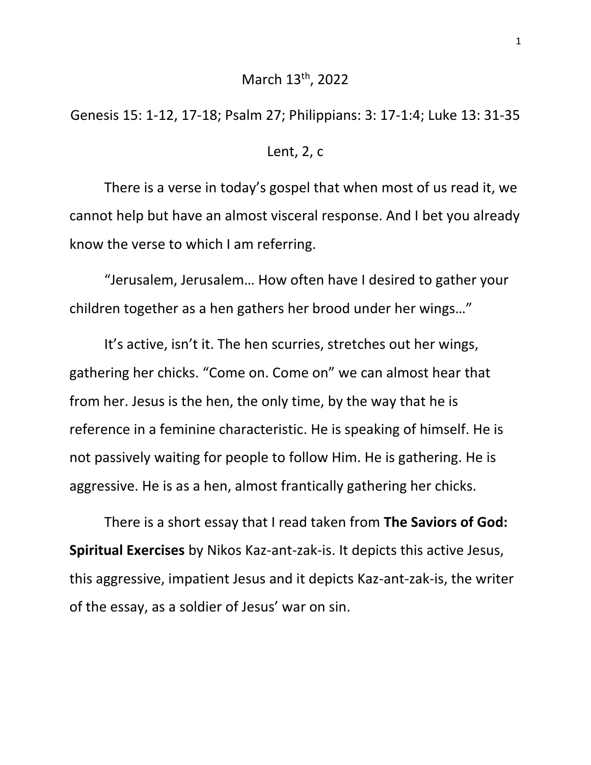March 13th, 2022

Genesis 15: 1-12, 17-18; Psalm 27; Philippians: 3: 17-1:4; Luke 13: 31-35

Lent, 2, c

There is a verse in today's gospel that when most of us read it, we cannot help but have an almost visceral response. And I bet you already know the verse to which I am referring.

"Jerusalem, Jerusalem… How often have I desired to gather your children together as a hen gathers her brood under her wings…"

It's active, isn't it. The hen scurries, stretches out her wings, gathering her chicks. "Come on. Come on" we can almost hear that from her. Jesus is the hen, the only time, by the way that he is reference in a feminine characteristic. He is speaking of himself. He is not passively waiting for people to follow Him. He is gathering. He is aggressive. He is as a hen, almost frantically gathering her chicks.

There is a short essay that I read taken from **The Saviors of God: Spiritual Exercises** by Nikos Kaz-ant-zak-is. It depicts this active Jesus, this aggressive, impatient Jesus and it depicts Kaz-ant-zak-is, the writer of the essay, as a soldier of Jesus' war on sin.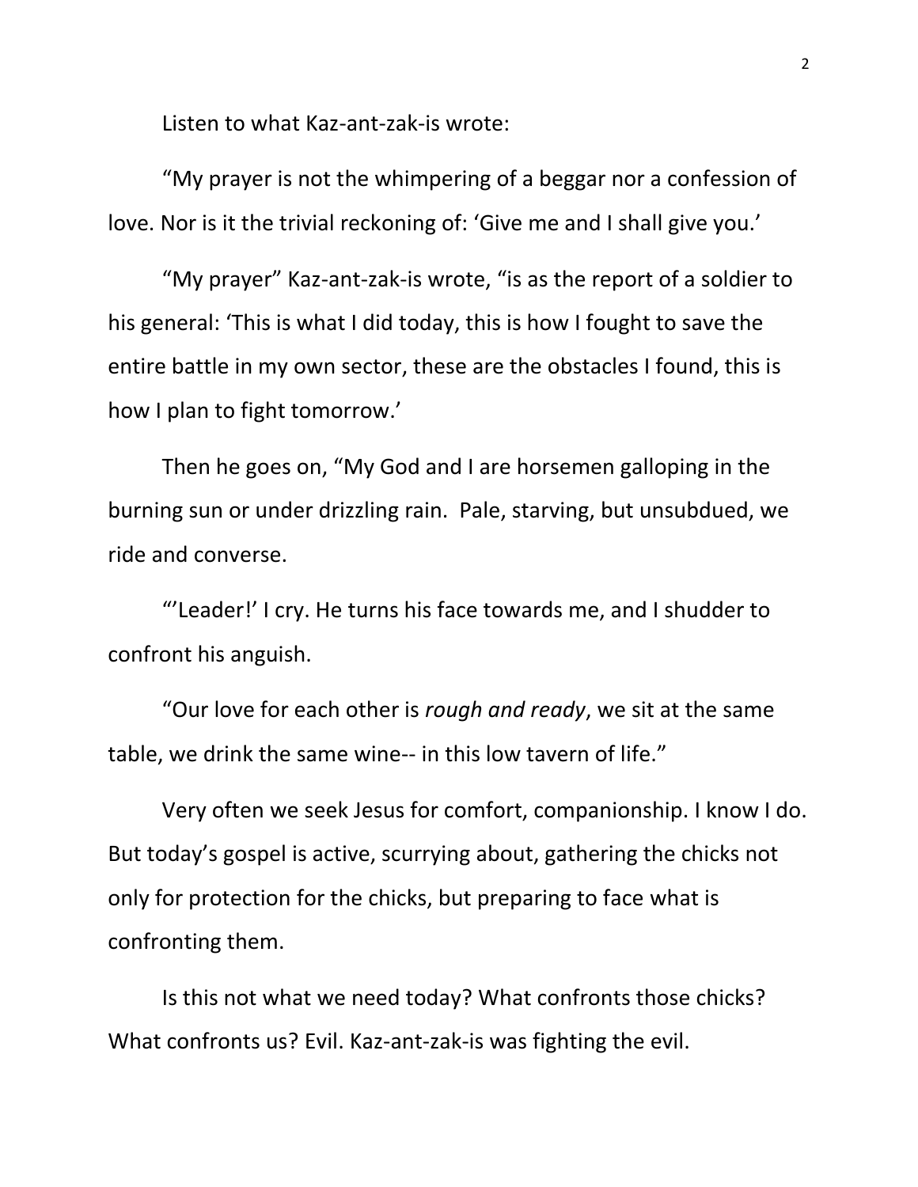Listen to what Kaz-ant-zak-is wrote:

"My prayer is not the whimpering of a beggar nor a confession of love. Nor is it the trivial reckoning of: 'Give me and I shall give you.'

"My prayer" Kaz-ant-zak-is wrote, "is as the report of a soldier to his general: 'This is what I did today, this is how I fought to save the entire battle in my own sector, these are the obstacles I found, this is how I plan to fight tomorrow.'

Then he goes on, "My God and I are horsemen galloping in the burning sun or under drizzling rain. Pale, starving, but unsubdued, we ride and converse.

"'Leader!' I cry. He turns his face towards me, and I shudder to confront his anguish.

"Our love for each other is *rough and ready*, we sit at the same table, we drink the same wine-- in this low tavern of life."

Very often we seek Jesus for comfort, companionship. I know I do. But today's gospel is active, scurrying about, gathering the chicks not only for protection for the chicks, but preparing to face what is confronting them.

Is this not what we need today? What confronts those chicks? What confronts us? Evil. Kaz-ant-zak-is was fighting the evil.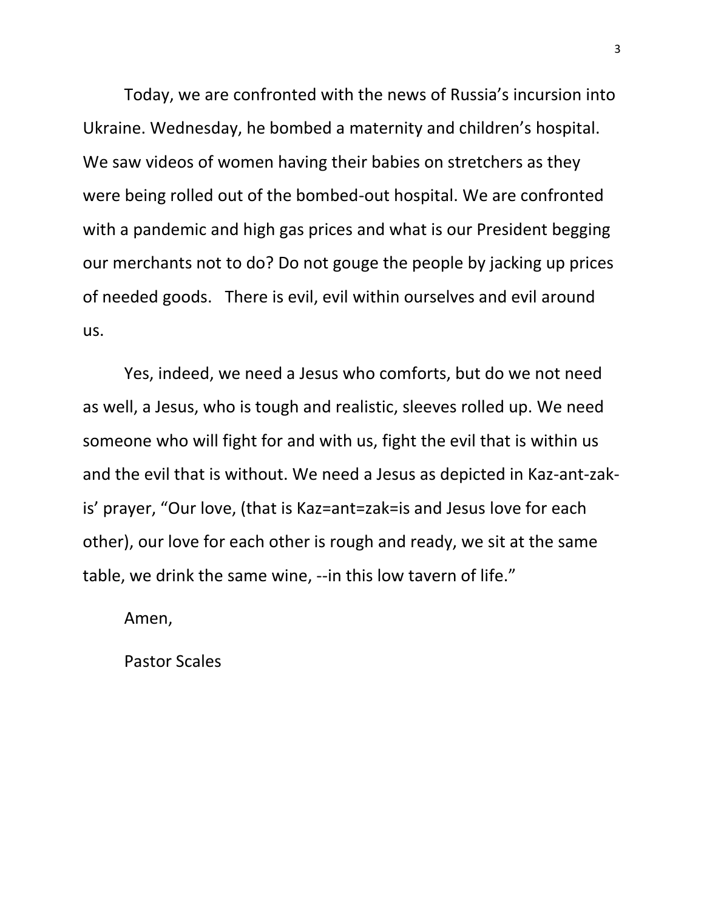Today, we are confronted with the news of Russia's incursion into Ukraine. Wednesday, he bombed a maternity and children's hospital. We saw videos of women having their babies on stretchers as they were being rolled out of the bombed-out hospital. We are confronted with a pandemic and high gas prices and what is our President begging our merchants not to do? Do not gouge the people by jacking up prices of needed goods.   There is evil, evil within ourselves and evil around us.

Yes, indeed, we need a Jesus who comforts, but do we not need as well, a Jesus, who is tough and realistic, sleeves rolled up. We need someone who will fight for and with us, fight the evil that is within us and the evil that is without. We need a Jesus as depicted in Kaz-ant-zak-is' prayer, "Our love, (that is Kaz=ant=zak=is and Jesus love for each other), our love for each other is rough and ready, we sit at the same table, we drink the same wine, --in this low tavern of life."

Amen,

Pastor Scales